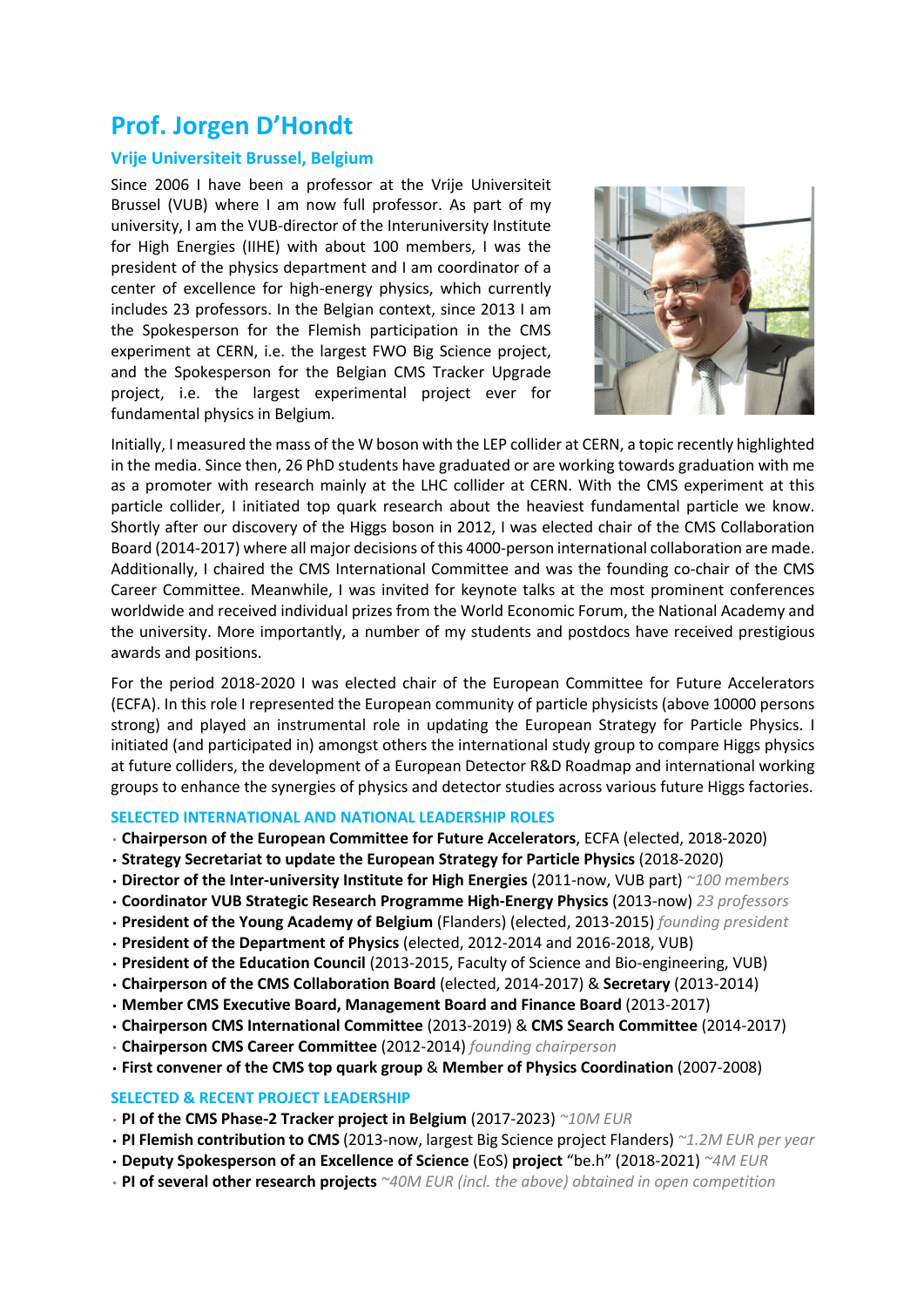# Prof. Jorgen D'Hondt

## Vrije Universiteit Brussel, Belgium

Since 2006 I have been a professor at the Vrije Universiteit Brussel (VUB) where I am now full professor. As part of my university, I am the VUB-director of the Interuniversity Institute for High Energies (IIHE) with about 100 members, I was the president of the physics department and I am coordinator of a center of excellence for high-energy physics, which currently includes 23 professors. In the Belgian context, since 2013 I am the Spokesperson for the Flemish participation in the CMS experiment at CERN, i.e. the largest FWO Big Science project, and the Spokesperson for the Belgian CMS Tracker Upgrade project, i.e. the largest experimental project ever for fundamental physics in Belgium.

Initially, I measured the mass of the W boson with the LEP collider at CERN, a topic recently highlighted in the media. Since then, 26 PhD students have graduated or are working towards graduation with me as a promoter with research mainly at the LHC collider at CERN. With the CMS experiment at this particle collider, I initiated top quark research about the heaviest fundamental particle we know. Shortly after our discovery of the Higgs boson in 2012, I was elected chair of the CMS Collaboration Board (2014-2017) where all major decisions of this 4000-person international collaboration are made. Additionally, I chaired the CMS International Committee and was the founding co-chair of the CMS Career Committee. Meanwhile, I was invited for keynote talks at the most prominent conferences worldwide and received individual prizes from the World Economic Forum, the National Academy and the university. More importantly, a number of my students and postdocs have received prestigious awards and positions.

For the period 2018-2020 I was elected chair of the European Committee for Future Accelerators (ECFA). In this role I represented the European community of particle physicists (above 10000 persons strong) and played an instrumental role in updating the European Strategy for Particle Physics. I initiated (and participated in) amongst others the international study group to compare Higgs physics at future colliders, the development of a European Detector R&D Roadmap and international working groups to enhance the synergies of physics and detector studies across various future Higgs factories.

### SELECTED INTERNATIONAL AND NATIONAL LEADERSHIP ROLES

- **Chairperson of the European Committee for Future Accelerators**, ECFA (elected, 2018-2020)
- **Strategy Secretariat to update the European Strategy for Particle Physics** (2018-2020)
- **Director of the Inter-university Institute for High Energies** (2011-now, VUB part) *~100 members*
- **Coordinator VUB Strategic Research Programme High-Energy Physics** (2013-now) *23 professors*
- **President of the Young Academy of Belgium** (Flanders) (elected, 2013-2015) *founding president*
- **President of the Department of Physics** (elected, 2012-2014 and 2016-2018, VUB)
- **President of the Education Council** (2013-2015, Faculty of Science and Bio-engineering, VUB)
- **Chairperson of the CMS Collaboration Board** (elected, 2014-2017) & **Secretary** (2013-2014)
- **Member CMS Executive Board, Management Board and Finance Board** (2013-2017)
- **Chairperson CMS International Committee** (2013-2019) & **CMS Search Committee** (2014-2017)
- **Chairperson CMS Career Committee** (2012-2014) *founding chairperson*
- **First convener of the CMS top quark group** & **Member of Physics Coordination** (2007-2008)

### SELECTED & RECENT PROJECT LEADERSHIP

- **PI of the CMS Phase-2 Tracker project in Belgium** (2017-2023) *~10M EUR*
- **PI Flemish contribution to CMS** (2013-now, largest Big Science project Flanders) *~1.2M EUR per year*
- **Deputy Spokesperson of an Excellence of Science** (EoS) **project** "be.h" (2018-2021) *~4M EUR*
- **PI of several other research projects** *~40M EUR (incl. the above) obtained in open competition*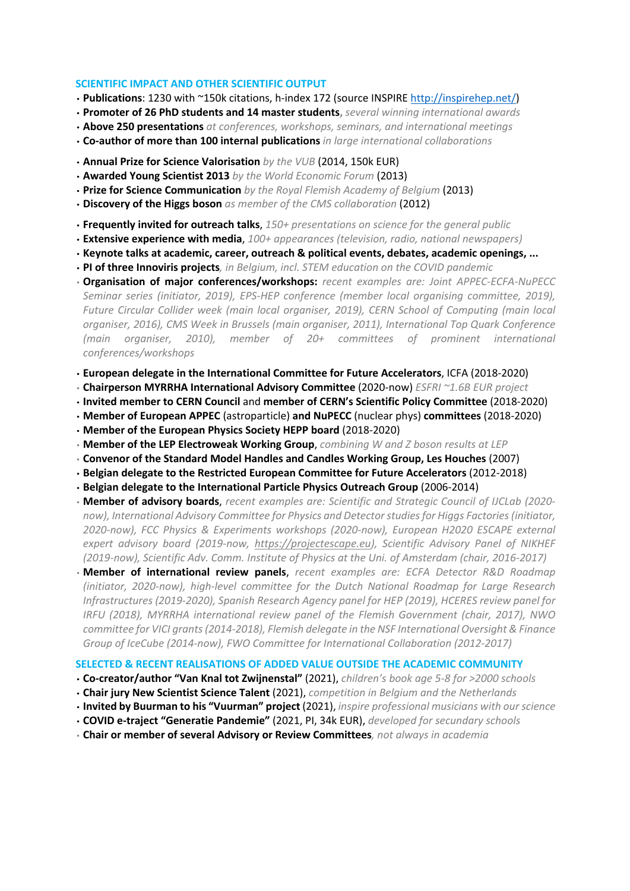## SCIENTIFIC IMPACT AND OTHER SCIENTIFIC OUTPUT

- **Publications**: 1230 with ~150k citations, h-index 172 (source INSPIRE http://inspirehep.net/)
- **Promoter of 26 PhD students and 14 master students**, *several winning international awards*
- **Above 250 presentations** *at conferences, workshops, seminars, and international meetings*
- **Co-author of more than 100 internal publications** *in large international collaborations*

- **Annual Prize for Science Valorisation** *by the VUB* (2014, 150k EUR)
- **Awarded Young Scientist 2013** *by the World Economic Forum* (2013)
- **Prize for Science Communication** *by the Royal Flemish Academy of Belgium* (2013)
- **Discovery of the Higgs boson** *as member of the CMS collaboration* (2012)

- **Frequently invited for outreach talks**, *150+ presentations on science for the general public*
- **Extensive experience with media**, *100+ appearances (television, radio, national newspapers)*
- **Keynote talks at academic, career, outreach & political events, debates, academic openings, ...**
- **PI of three Innoviris projects**, *in Belgium, incl. STEM education on the COVID pandemic*
- **Organisation of major conferences/workshops:** *recent examples are: Joint APPEC-ECFA-NuPECC Seminar series (initiator, 2019), EPS-HEP conference (member local organising committee, 2019), Future Circular Collider week (main local organiser, 2019), CERN School of Computing (main local organiser, 2016), CMS Week in Brussels (main organiser, 2011), International Top Quark Conference (main organiser, 2010), member of 20+ committees of prominent international conferences/workshops*

- **European delegate in the International Committee for Future Accelerators**, ICFA (2018-2020)
- **Chairperson MYRRHA International Advisory Committee** (2020-now) *ESFRI ~1.6B EUR project*
- **Invited member to CERN Council** and **member of CERN's Scientific Policy Committee** (2018-2020)
- **Member of European APPEC** (astroparticle) **and NuPECC** (nuclear phys) **committees** (2018-2020)
- **Member of the European Physics Society HEPP board** (2018-2020)
- **Member of the LEP Electroweak Working Group**, *combining W and Z boson results at LEP*
- **Convenor of the Standard Model Handles and Candles Working Group, Les Houches** (2007)
- **Belgian delegate to the Restricted European Committee for Future Accelerators** (2012-2018)
- **Belgian delegate to the International Particle Physics Outreach Group** (2006-2014)
- **Member of advisory boards**, *recent examples are: Scientific and Strategic Council of IJCLab (2020-now), International Advisory Committee for Physics and Detector studies for Higgs Factories (initiator, 2020-now), FCC Physics & Experiments workshops (2020-now), European H2020 ESCAPE external expert advisory board (2019-now, https://projectescape.eu), Scientific Advisory Panel of NIKHEF (2019-now), Scientific Adv. Comm. Institute of Physics at the Uni. of Amsterdam (chair, 2016-2017)*
- **Member of international review panels**, *recent examples are: ECFA Detector R&D Roadmap (initiator, 2020-now), high-level committee for the Dutch National Roadmap for Large Research Infrastructures (2019-2020), Spanish Research Agency panel for HEP (2019), HCERES review panel for IRFU (2018), MYRRHA international review panel of the Flemish Government (chair, 2017), NWO committee for VICI grants (2014-2018), Flemish delegate in the NSF International Oversight & Finance Group of IceCube (2014-now), FWO Committee for International Collaboration (2012-2017)*

## SELECTED & RECENT REALISATIONS OF ADDED VALUE OUTSIDE THE ACADEMIC COMMUNITY

- **Co-creator/author "Van Knal tot Zwijnenstal"** (2021), *children's book age 5-8 for >2000 schools*
- **Chair jury New Scientist Science Talent** (2021), *competition in Belgium and the Netherlands*
- **Invited by Buurman to his "Vuurman" project** (2021), *inspire professional musicians with our science*
- **COVID e-traject "Generatie Pandemie"** (2021, PI, 34k EUR), *developed for secundary schools*
- **Chair or member of several Advisory or Review Committees**, *not always in academia*